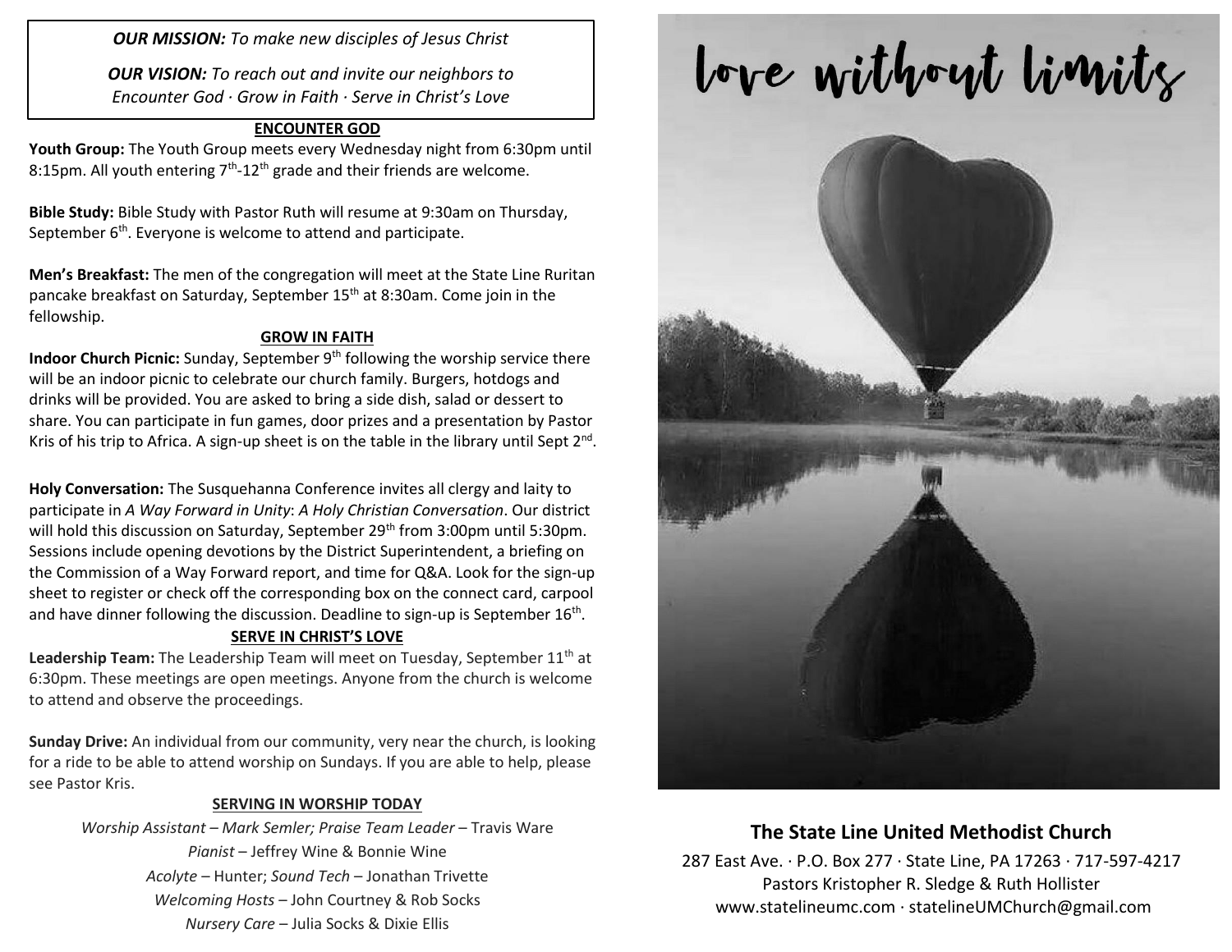***OUR MISSION:*** *To make new disciples of Jesus Christ*

***OUR VISION:*** *To reach out and invite our neighbors to Encounter God · Grow in Faith · Serve in Christ's Love*

## ENCOUNTER GOD

**Youth Group:** The Youth Group meets every Wednesday night from 6:30pm until 8:15pm. All youth entering 7th-12th grade and their friends are welcome.

**Bible Study:** Bible Study with Pastor Ruth will resume at 9:30am on Thursday, September 6th. Everyone is welcome to attend and participate.

**Men's Breakfast:** The men of the congregation will meet at the State Line Ruritan pancake breakfast on Saturday, September 15th at 8:30am. Come join in the fellowship.

## GROW IN FAITH

**Indoor Church Picnic:** Sunday, September 9th following the worship service there will be an indoor picnic to celebrate our church family. Burgers, hotdogs and drinks will be provided. You are asked to bring a side dish, salad or dessert to share. You can participate in fun games, door prizes and a presentation by Pastor Kris of his trip to Africa. A sign-up sheet is on the table in the library until Sept 2nd.

**Holy Conversation:** The Susquehanna Conference invites all clergy and laity to participate in *A Way Forward in Unity*: *A Holy Christian Conversation*. Our district will hold this discussion on Saturday, September 29th from 3:00pm until 5:30pm. Sessions include opening devotions by the District Superintendent, a briefing on the Commission of a Way Forward report, and time for Q&A. Look for the sign-up sheet to register or check off the corresponding box on the connect card, carpool and have dinner following the discussion. Deadline to sign-up is September 16th.

## SERVE IN CHRIST'S LOVE

**Leadership Team:** The Leadership Team will meet on Tuesday, September 11th at 6:30pm. These meetings are open meetings. Anyone from the church is welcome to attend and observe the proceedings.

**Sunday Drive:** An individual from our community, very near the church, is looking for a ride to be able to attend worship on Sundays. If you are able to help, please see Pastor Kris.

## SERVING IN WORSHIP TODAY

*Worship Assistant* – *Mark Semler; Praise Team Leader* – Travis Ware
*Pianist* – Jeffrey Wine & Bonnie Wine
*Acolyte* – Hunter; *Sound Tech* – Jonathan Trivette
*Welcoming Hosts* – John Courtney & Rob Socks
*Nursery Care* – Julia Socks & Dixie Ellis

# love without limits

## The State Line United Methodist Church

287 East Ave. · P.O. Box 277 · State Line, PA 17263 · 717-597-4217
Pastors Kristopher R. Sledge & Ruth Hollister
www.statelineumc.com · statelineUMChurch@gmail.com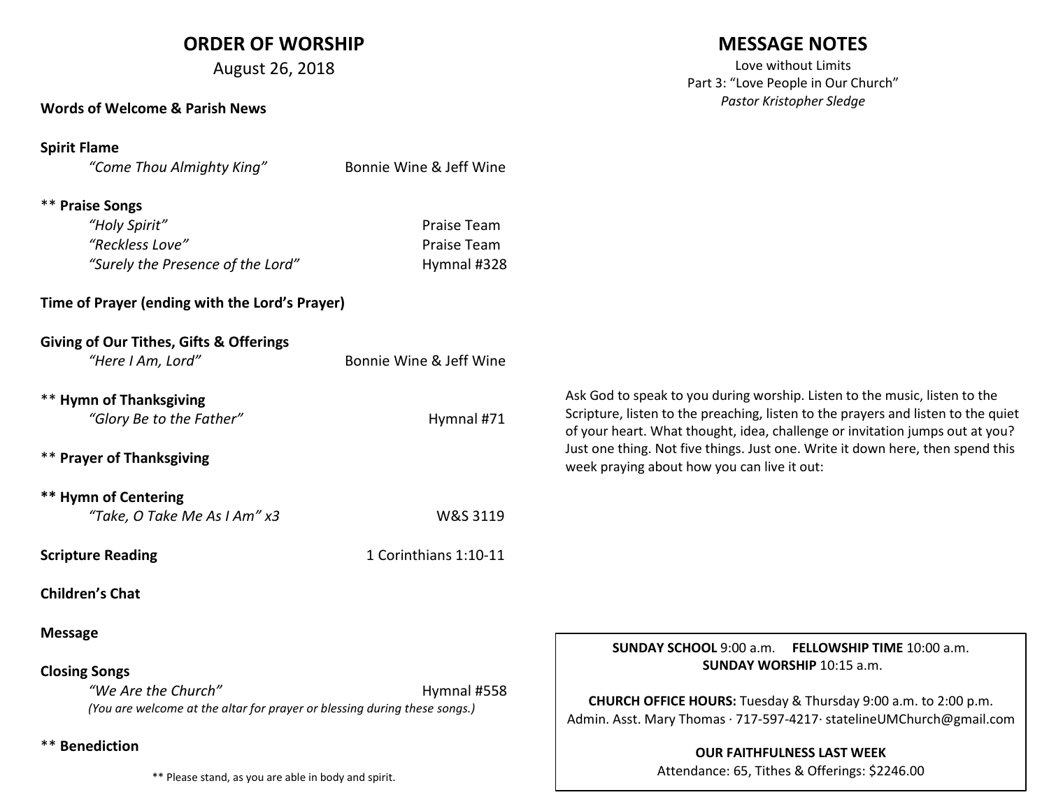## ORDER OF WORSHIP

August 26, 2018

**Words of Welcome & Parish News**

**Spirit Flame**
*"Come Thou Almighty King"* — Bonnie Wine & Jeff Wine

** **Praise Songs**
*"Holy Spirit"* — Praise Team
*"Reckless Love"* — Praise Team
*"Surely the Presence of the Lord"* — Hymnal #328

**Time of Prayer (ending with the Lord's Prayer)**

**Giving of Our Tithes, Gifts & Offerings**
*"Here I Am, Lord"* — Bonnie Wine & Jeff Wine

** **Hymn of Thanksgiving**
*"Glory Be to the Father"* — Hymnal #71

** **Prayer of Thanksgiving**

**** Hymn of Centering**
*"Take, O Take Me As I Am" x3* — W&S 3119

**Scripture Reading** — 1 Corinthians 1:10-11

**Children's Chat**

**Message**

**Closing Songs**
*"We Are the Church"* — Hymnal #558
*(You are welcome at the altar for prayer or blessing during these songs.)*

** **Benediction**

** Please stand, as you are able in body and spirit.

## MESSAGE NOTES

Love without Limits
Part 3: "Love People in Our Church"
*Pastor Kristopher Sledge*

Ask God to speak to you during worship. Listen to the music, listen to the Scripture, listen to the preaching, listen to the prayers and listen to the quiet of your heart. What thought, idea, challenge or invitation jumps out at you? Just one thing. Not five things. Just one. Write it down here, then spend this week praying about how you can live it out:

**SUNDAY SCHOOL** 9:00 a.m. **FELLOWSHIP TIME** 10:00 a.m.
**SUNDAY WORSHIP** 10:15 a.m.

**CHURCH OFFICE HOURS:** Tuesday & Thursday 9:00 a.m. to 2:00 p.m.
Admin. Asst. Mary Thomas · 717-597-4217· statelineUMChurch@gmail.com

**OUR FAITHFULNESS LAST WEEK**
Attendance: 65, Tithes & Offerings: $2246.00